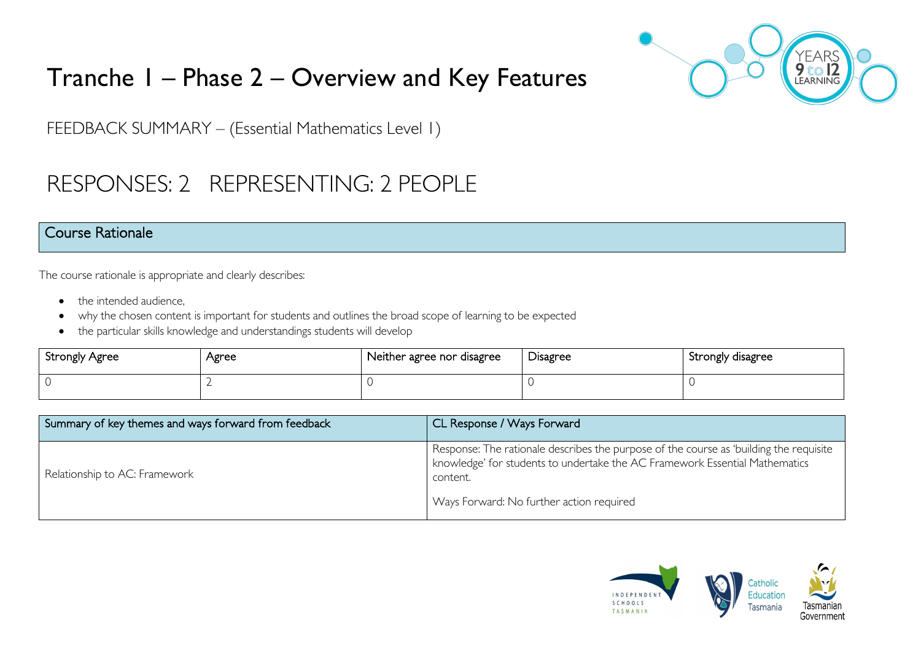# Tranche 1 – Phase 2 – Overview and Key Features

FEEDBACK SUMMARY – (Essential Mathematics Level 1)

## RESPONSES: 2 REPRESENTING: 2 PEOPLE

## Course Rationale

The course rationale is appropriate and clearly describes:

- the intended audience,
- why the chosen content is important for students and outlines the broad scope of learning to be expected
- the particular skills knowledge and understandings students will develop

| Strongly Agree | Agree | Neither agree nor disagree | Disagree | Strongly disagree |
|---|---|---|---|---|
| 0 | 2 | 0 | 0 | 0 |

| Summary of key themes and ways forward from feedback | CL Response / Ways Forward |
|---|---|
| Relationship to AC: Framework | Response: The rationale describes the purpose of the course as 'building the requisite knowledge' for students to undertake the AC Framework Essential Mathematics content.<br><br>Ways Forward: No further action required |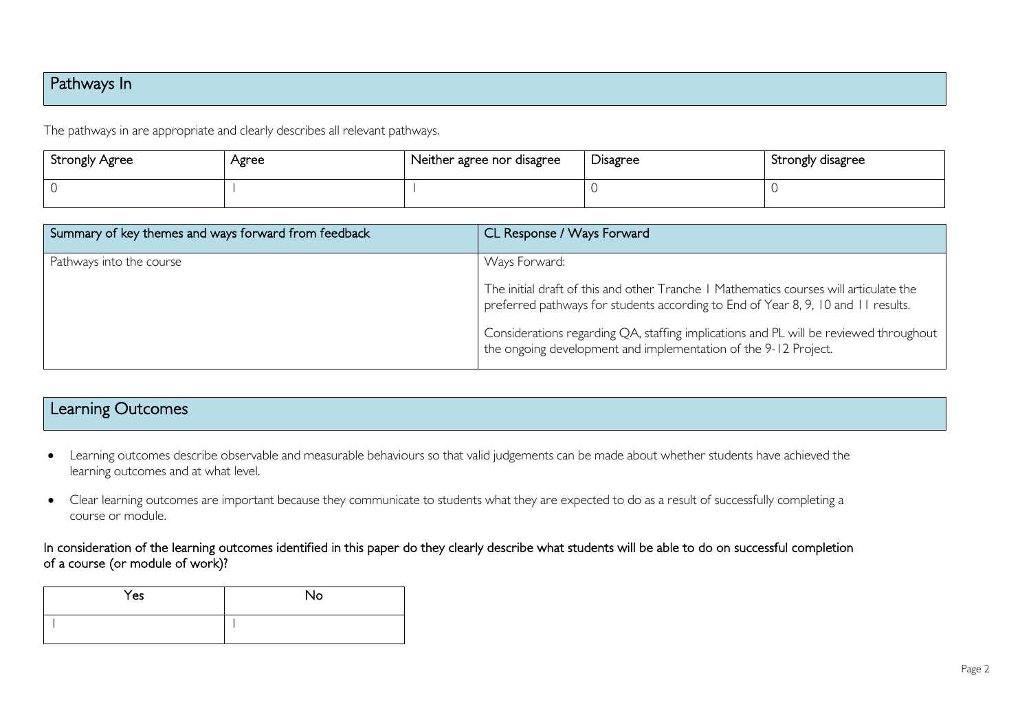## Pathways In

The pathways in are appropriate and clearly describes all relevant pathways.

| Strongly Agree | Agree | Neither agree nor disagree | Disagree | Strongly disagree |
|---|---|---|---|---|
| 0 | 1 | 1 | 0 | 0 |

| Summary of key themes and ways forward from feedback | CL Response / Ways Forward |
|---|---|
| Pathways into the course | Ways Forward:<br><br>The initial draft of this and other Tranche 1 Mathematics courses will articulate the preferred pathways for students according to End of Year 8, 9, 10 and 11 results.<br><br>Considerations regarding QA, staffing implications and PL will be reviewed throughout the ongoing development and implementation of the 9-12 Project. |

## Learning Outcomes

- Learning outcomes describe observable and measurable behaviours so that valid judgements can be made about whether students have achieved the learning outcomes and at what level.
- Clear learning outcomes are important because they communicate to students what they are expected to do as a result of successfully completing a course or module.

In consideration of the learning outcomes identified in this paper do they clearly describe what students will be able to do on successful completion of a course (or module of work)?

| Yes | No |
|---|---|
| 1 | 1 |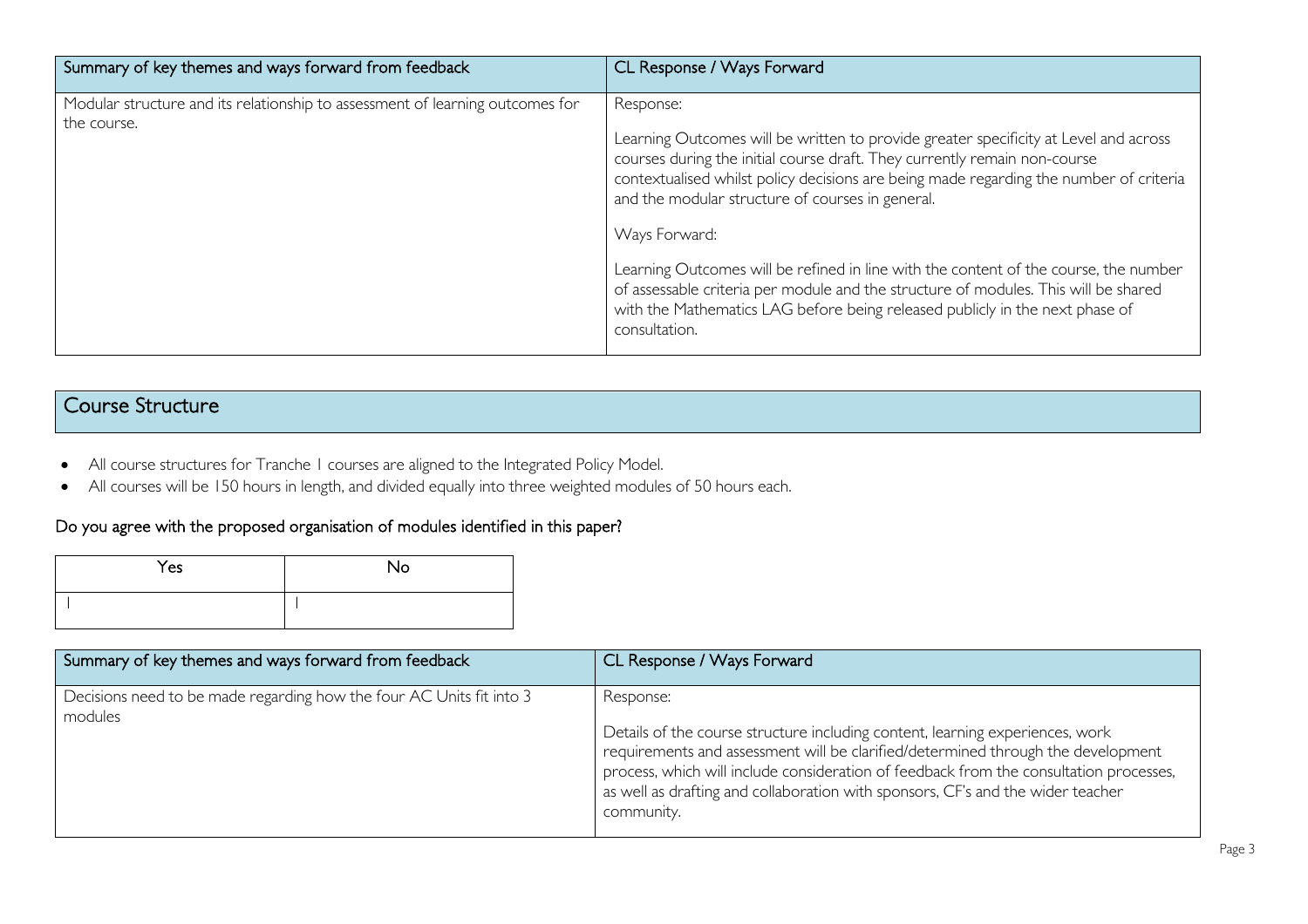| Summary of key themes and ways forward from feedback | CL Response / Ways Forward |
| --- | --- |
| Modular structure and its relationship to assessment of learning outcomes for the course. | Response:<br><br>Learning Outcomes will be written to provide greater specificity at Level and across courses during the initial course draft. They currently remain non-course contextualised whilst policy decisions are being made regarding the number of criteria and the modular structure of courses in general.<br><br>Ways Forward:<br><br>Learning Outcomes will be refined in line with the content of the course, the number of assessable criteria per module and the structure of modules. This will be shared with the Mathematics LAG before being released publicly in the next phase of consultation. |

## Course Structure

- All course structures for Tranche 1 courses are aligned to the Integrated Policy Model.
- All courses will be 150 hours in length, and divided equally into three weighted modules of 50 hours each.

### Do you agree with the proposed organisation of modules identified in this paper?

| Yes | No |
| --- | --- |
| 1 | 1 |

| Summary of key themes and ways forward from feedback | CL Response / Ways Forward |
| --- | --- |
| Decisions need to be made regarding how the four AC Units fit into 3 modules | Response:<br><br>Details of the course structure including content, learning experiences, work requirements and assessment will be clarified/determined through the development process, which will include consideration of feedback from the consultation processes, as well as drafting and collaboration with sponsors, CF's and the wider teacher community. |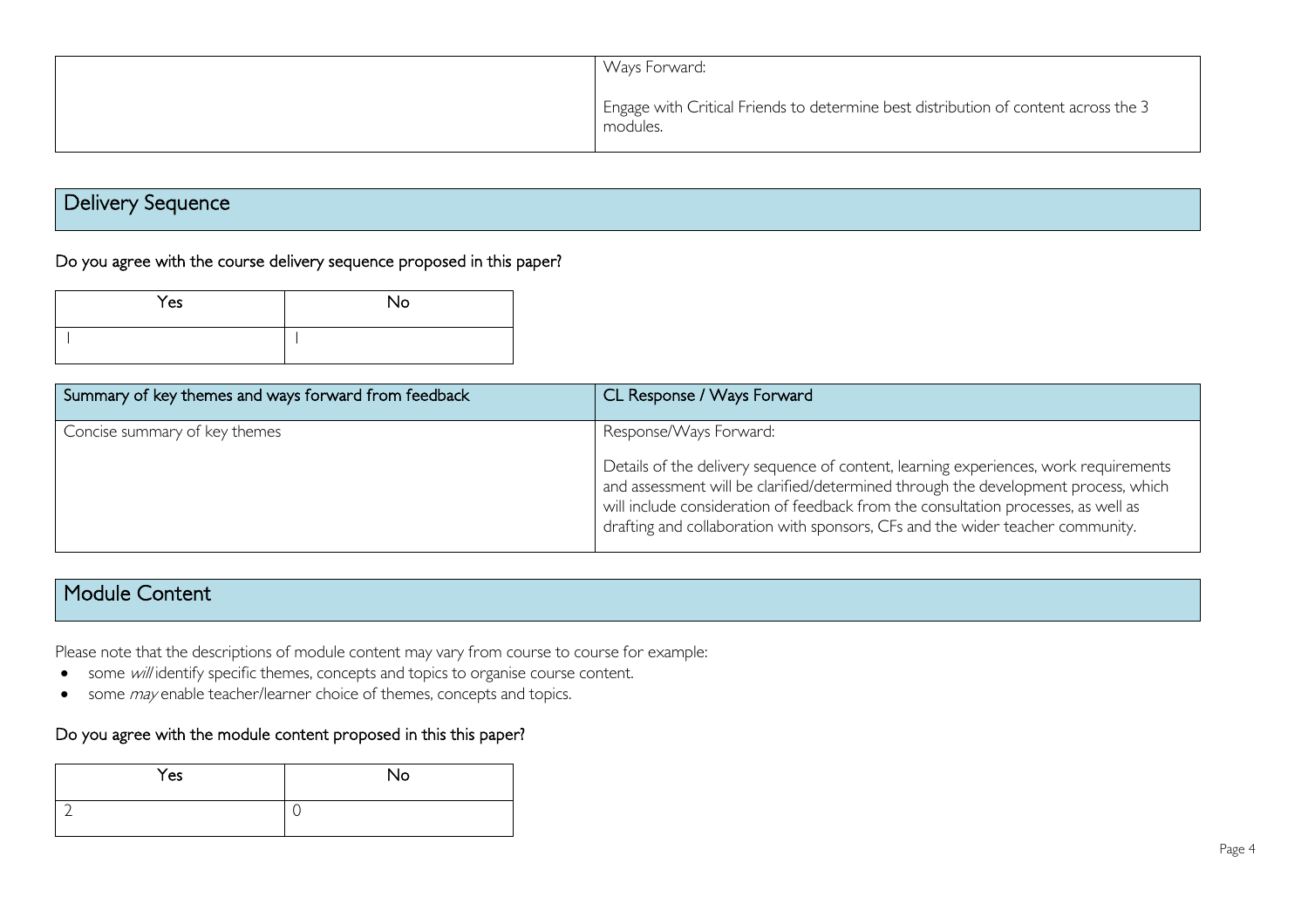| | Ways Forward:<br><br>Engage with Critical Friends to determine best distribution of content across the 3 modules. |
|---|---|

## Delivery Sequence

**Do you agree with the course delivery sequence proposed in this paper?**

| Yes | No |
|---|---|
| 1 | 1 |

| Summary of key themes and ways forward from feedback | CL Response / Ways Forward |
|---|---|
| Concise summary of key themes | Response/Ways Forward:<br><br>Details of the delivery sequence of content, learning experiences, work requirements and assessment will be clarified/determined through the development process, which will include consideration of feedback from the consultation processes, as well as drafting and collaboration with sponsors, CFs and the wider teacher community. |

## Module Content

Please note that the descriptions of module content may vary from course to course for example:

- some *will* identify specific themes, concepts and topics to organise course content.
- some *may* enable teacher/learner choice of themes, concepts and topics.

**Do you agree with the module content proposed in this this paper?**

| Yes | No |
|---|---|
| 2 | 0 |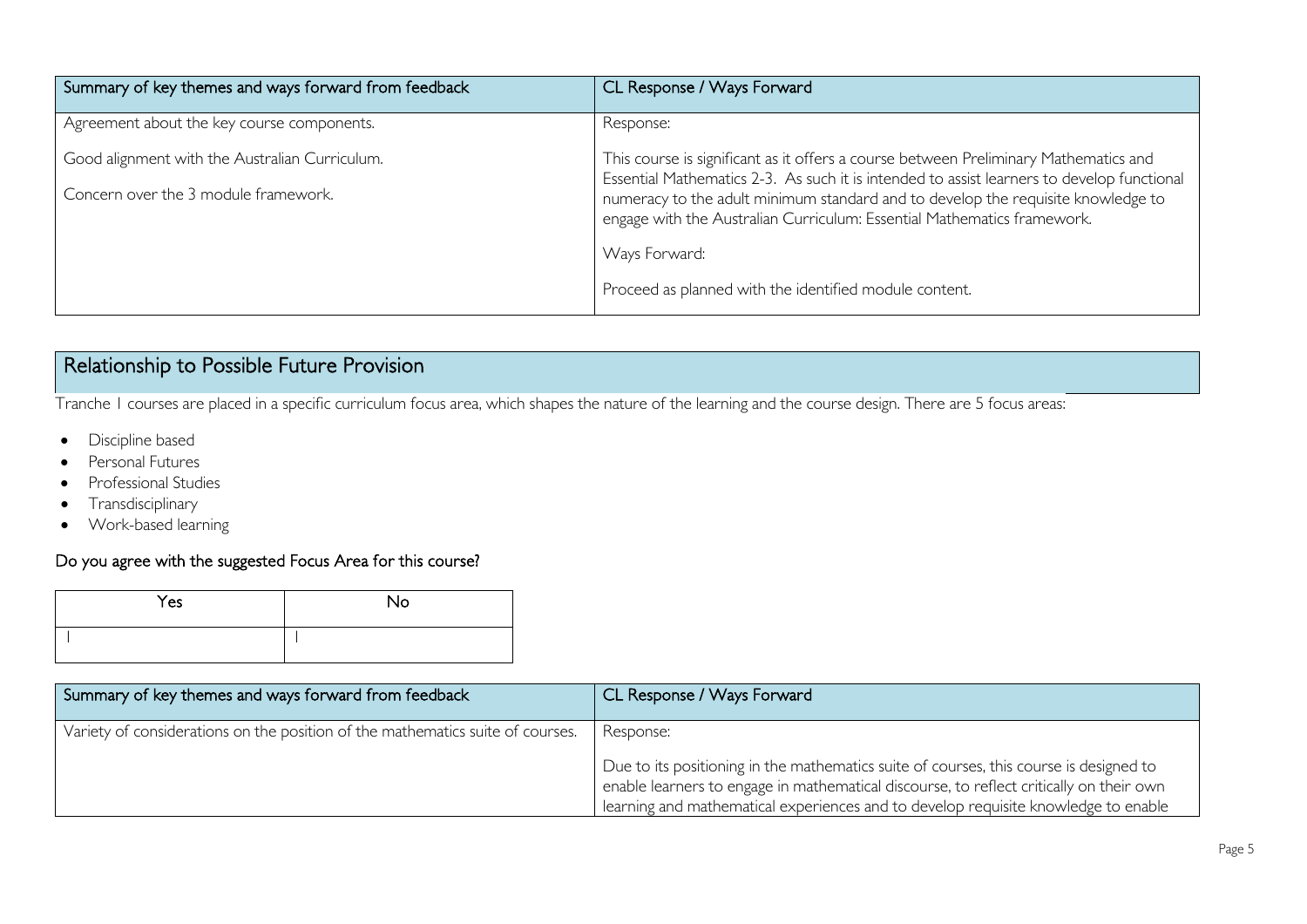| Summary of key themes and ways forward from feedback | CL Response / Ways Forward |
| --- | --- |
| Agreement about the key course components.<br><br>Good alignment with the Australian Curriculum.<br><br>Concern over the 3 module framework. | Response:<br><br>This course is significant as it offers a course between Preliminary Mathematics and Essential Mathematics 2-3. As such it is intended to assist learners to develop functional numeracy to the adult minimum standard and to develop the requisite knowledge to engage with the Australian Curriculum: Essential Mathematics framework.<br><br>Ways Forward:<br><br>Proceed as planned with the identified module content. |

## Relationship to Possible Future Provision

Tranche 1 courses are placed in a specific curriculum focus area, which shapes the nature of the learning and the course design. There are 5 focus areas:

- Discipline based
- Personal Futures
- Professional Studies
- Transdisciplinary
- Work-based learning

### Do you agree with the suggested Focus Area for this course?

| Yes | No |
| --- | --- |
| 1 | 1 |

| Summary of key themes and ways forward from feedback | CL Response / Ways Forward |
| --- | --- |
| Variety of considerations on the position of the mathematics suite of courses. | Response:<br><br>Due to its positioning in the mathematics suite of courses, this course is designed to enable learners to engage in mathematical discourse, to reflect critically on their own learning and mathematical experiences and to develop requisite knowledge to enable |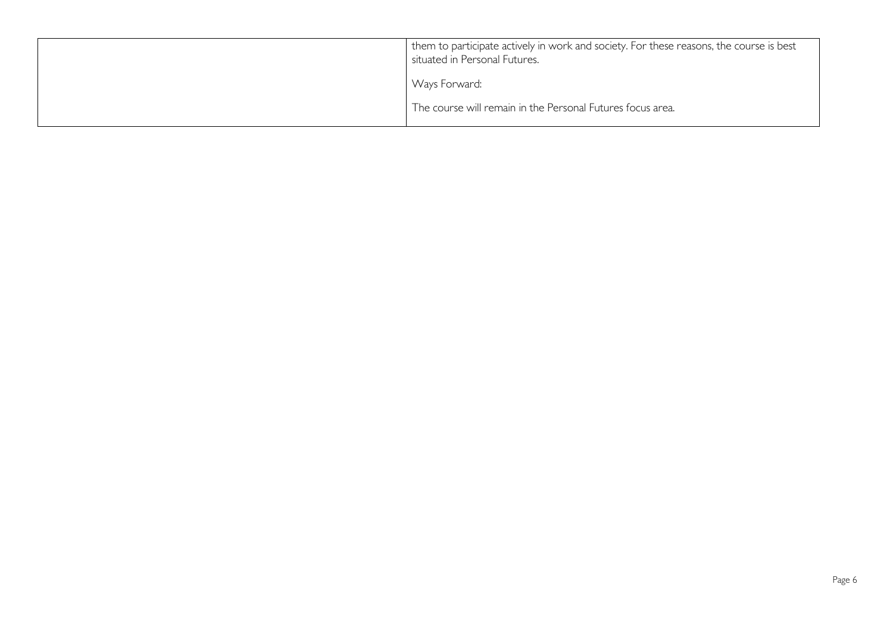| | |
|---|---|
| | them to participate actively in work and society. For these reasons, the course is best situated in Personal Futures.<br><br>Ways Forward:<br><br>The course will remain in the Personal Futures focus area. |